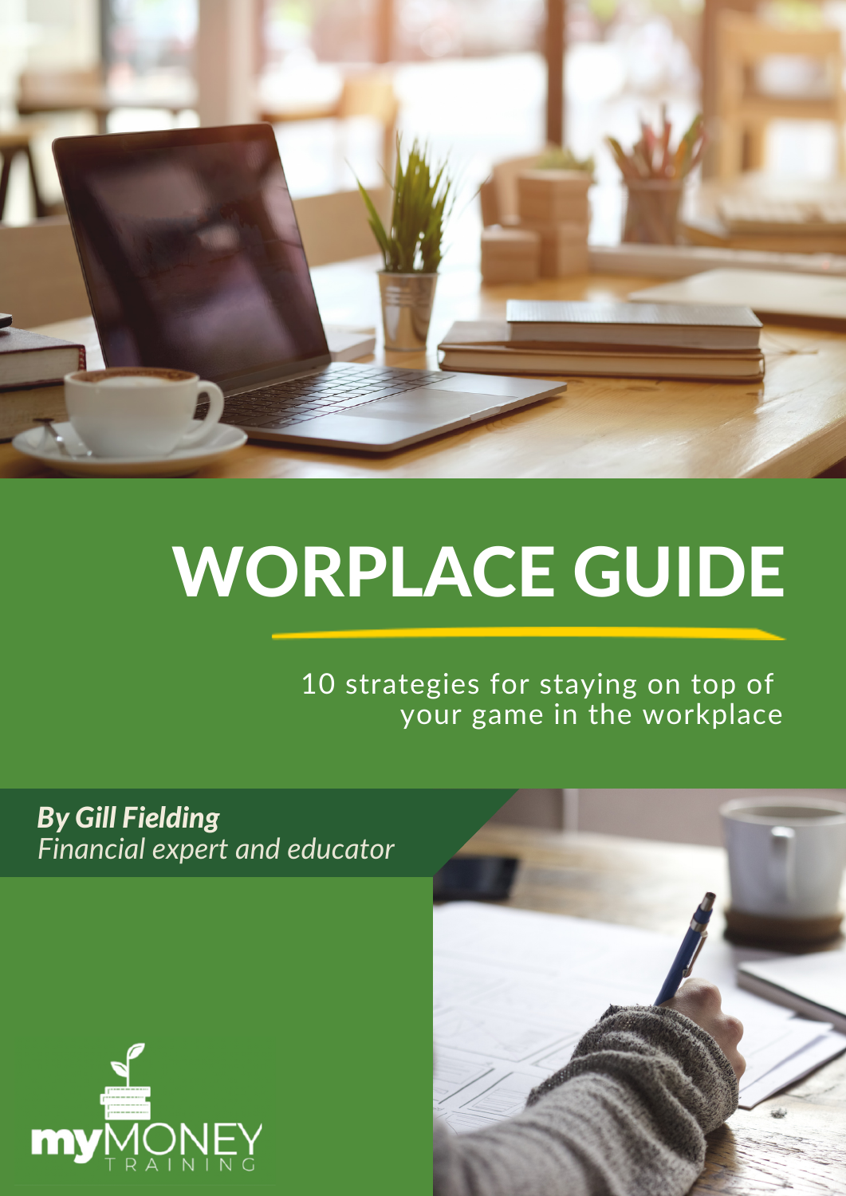# WORPLACE GUIDE

10 strategies for staying on top of your game in the workplace

***By Gill Fielding***
*Financial expert and educator*

myMONEY TRAINING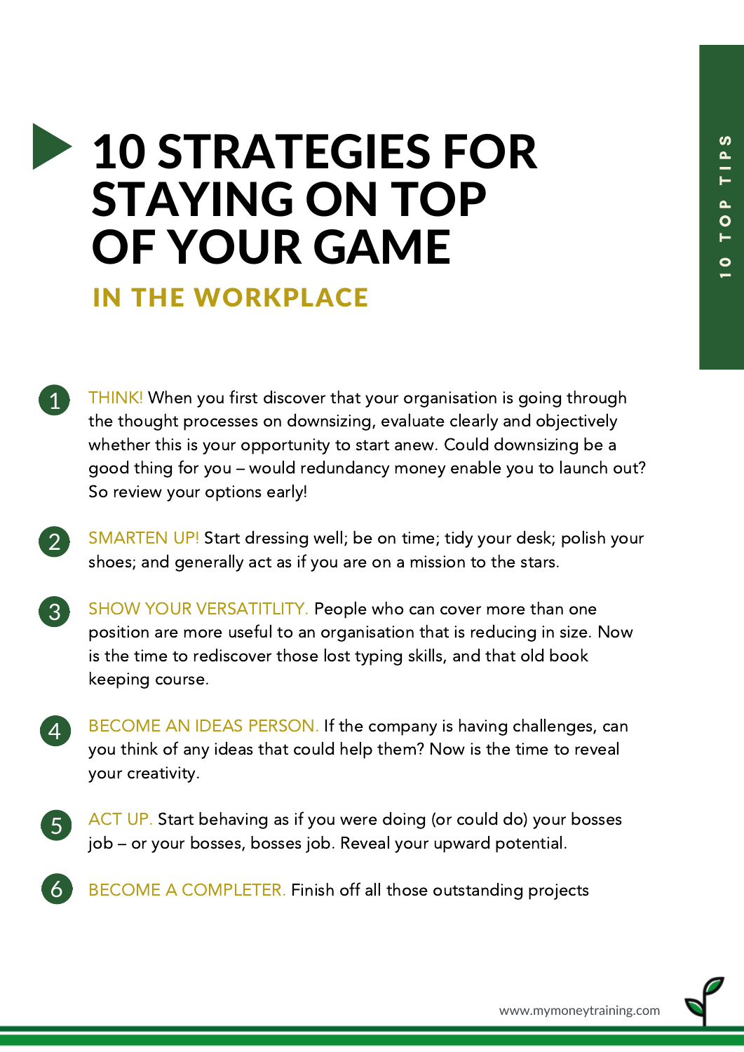# 10 STRATEGIES FOR STAYING ON TOP OF YOUR GAME

## IN THE WORKPLACE

1. THINK! When you first discover that your organisation is going through the thought processes on downsizing, evaluate clearly and objectively whether this is your opportunity to start anew. Could downsizing be a good thing for you – would redundancy money enable you to launch out? So review your options early!

2. SMARTEN UP! Start dressing well; be on time; tidy your desk; polish your shoes; and generally act as if you are on a mission to the stars.

3. SHOW YOUR VERSATITLITY. People who can cover more than one position are more useful to an organisation that is reducing in size. Now is the time to rediscover those lost typing skills, and that old book keeping course.

4. BECOME AN IDEAS PERSON. If the company is having challenges, can you think of any ideas that could help them? Now is the time to reveal your creativity.

5. ACT UP. Start behaving as if you were doing (or could do) your bosses job – or your bosses, bosses job. Reveal your upward potential.

6. BECOME A COMPLETER. Finish off all those outstanding projects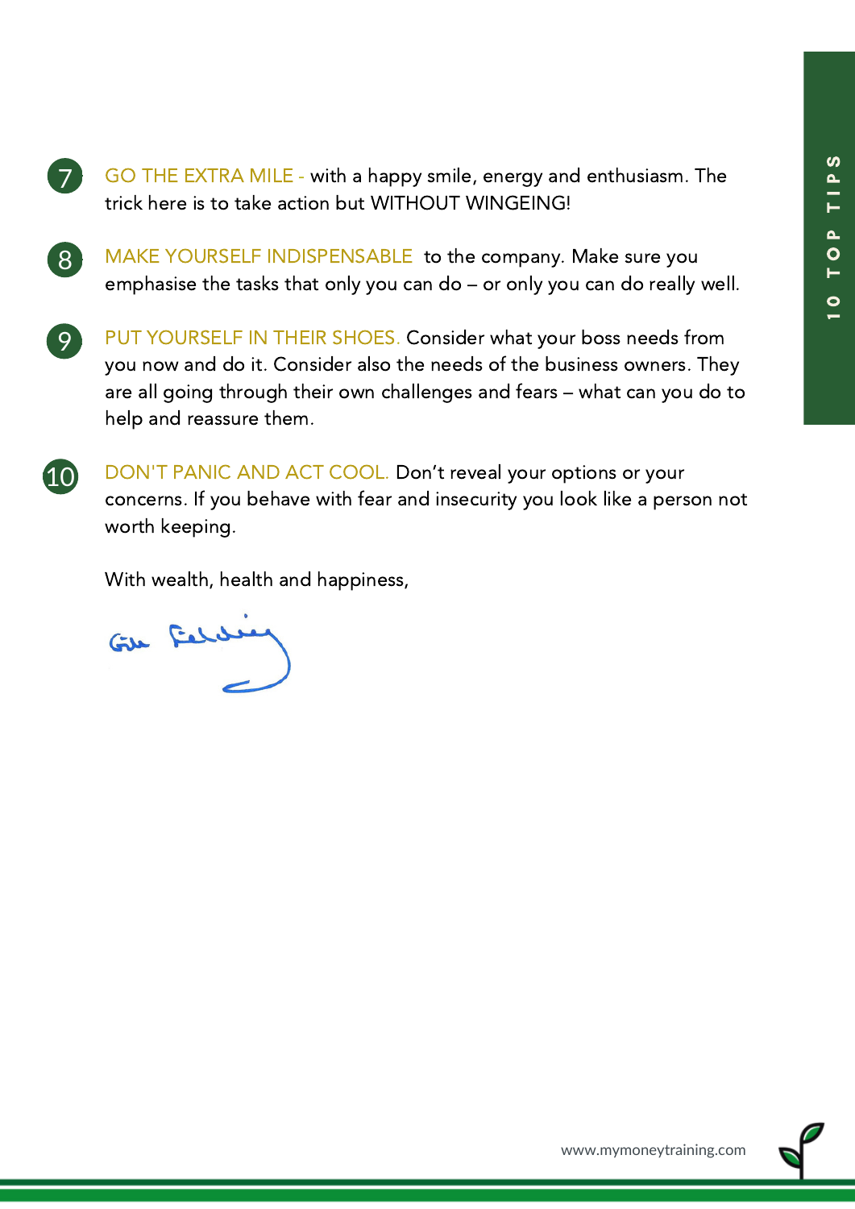7. **GO THE EXTRA MILE -** with a happy smile, energy and enthusiasm. The trick here is to take action but WITHOUT WINGEING!

8. **MAKE YOURSELF INDISPENSABLE** to the company. Make sure you emphasise the tasks that only you can do – or only you can do really well.

9. **PUT YOURSELF IN THEIR SHOES.** Consider what your boss needs from you now and do it. Consider also the needs of the business owners. They are all going through their own challenges and fears – what can you do to help and reassure them.

10. **DON'T PANIC AND ACT COOL.** Don't reveal your options or your concerns. If you behave with fear and insecurity you look like a person not worth keeping.

With wealth, health and happiness,